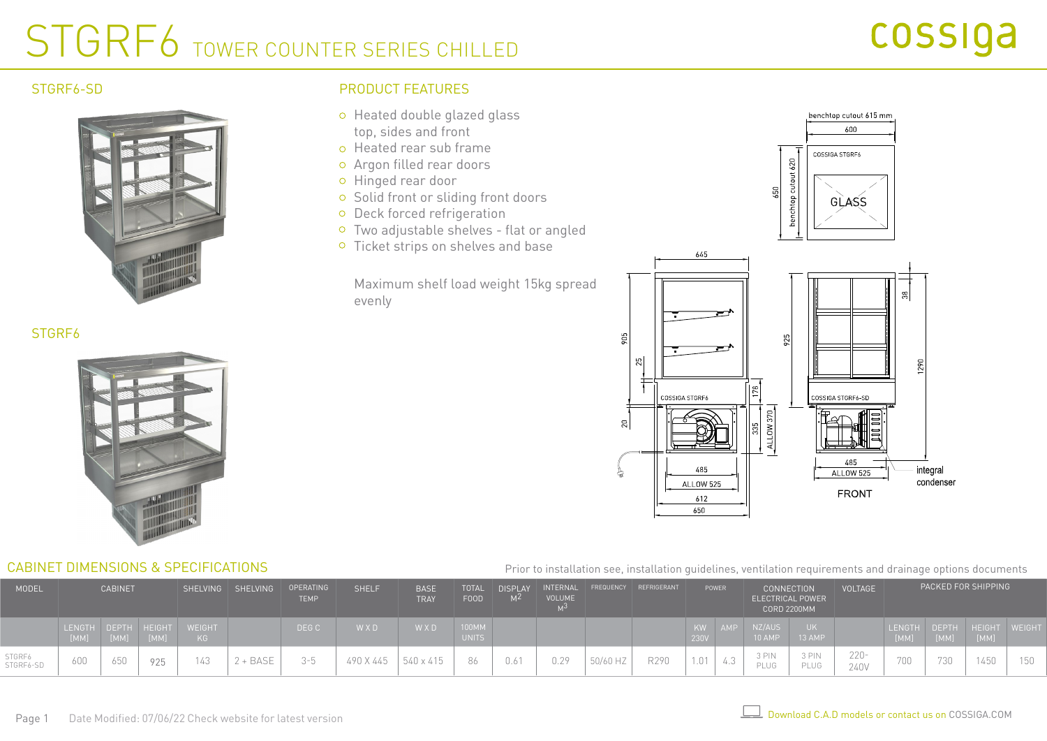# STGRF6 TOWER COUNTER SERIES CHILLED

cossiga

STGRF6-SD

STGRF6

## PRODUCT FEATURES

- Heated double glazed glass top, sides and front
- Heated rear sub frame
- Argon filled rear doors
- Hinged rear door
- Solid front or sliding front doors
- Deck forced refrigeration
- Two adjustable shelves - flat or angled
- Ticket strips on shelves and base

Maximum shelf load weight 15kg spread evenly

## CABINET DIMENSIONS & SPECIFICATIONS

Prior to installation see, installation guidelines, ventilation requirements and drainage options documents

| MODEL | CABINET | | | SHELVING | SHELVING | OPERATING TEMP | SHELF | BASE TRAY | TOTAL FOOD | DISPLAY $M^2$ | INTERNAL VOLUME $M^3$ | FREQUENCY | REFRIGERANT | POWER | | CONNECTION ELECTRICAL POWER CORD 2200MM | | VOLTAGE | PACKED FOR SHIPPING | | | |
|---|---|---|---|---|---|---|---|---|---|---|---|---|---|---|---|---|---|---|---|---|---|---|
| | LENGTH [MM] | DEPTH [MM] | HEIGHT [MM] | WEIGHT KG | | DEG C | W X D | W X D | 100MM UNITS | | | | | KW 230V | AMP | NZ/AUS 10 AMP | UK 13 AMP | | LENGTH [MM] | DEPTH [MM] | HEIGHT [MM] | WEIGHT |
| STGRF6 STGRF6-SD | 600 | 650 | 925 | 143 | 2 + BASE | 3-5 | 490 X 445 | 540 x 415 | 86 | 0.61 | 0.29 | 50/60 HZ | R290 | 1.01 | 4.3 | 3 PIN PLUG | 3 PIN PLUG | 220-240V | 700 | 730 | 1450 | 150 |

Date Modified: 07/06/22 Check website for latest version

Download C.A.D models or contact us on COSSIGA.COM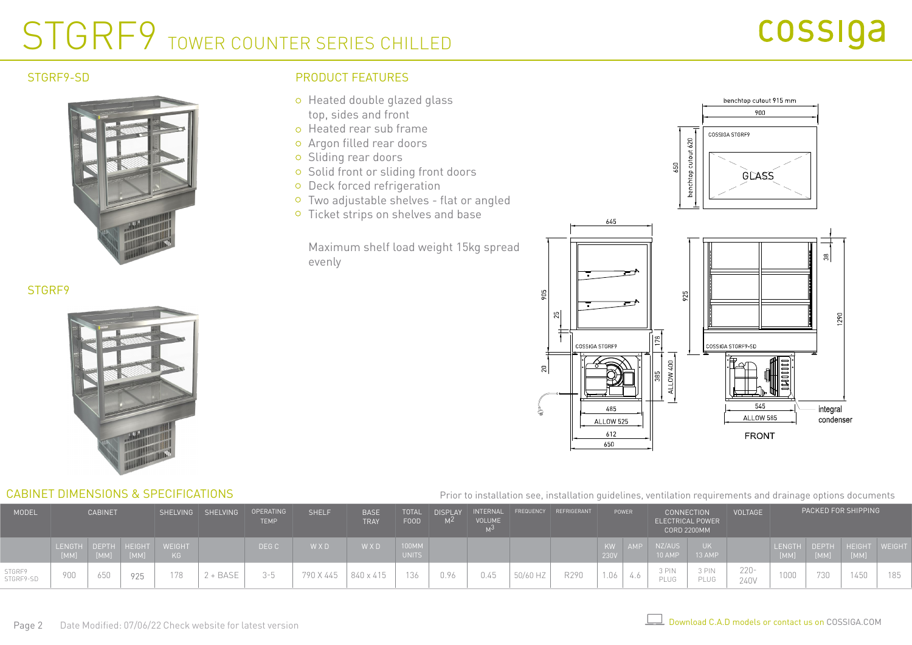# STGRF9 TOWER COUNTER SERIES CHILLED

cossiga

## STGRF9-SD

## STGRF9

## PRODUCT FEATURES

- Heated double glazed glass top, sides and front
- Heated rear sub frame
- Argon filled rear doors
- Sliding rear doors
- Solid front or sliding front doors
- Deck forced refrigeration
- Two adjustable shelves - flat or angled
- Ticket strips on shelves and base

Maximum shelf load weight 15kg spread evenly

## CABINET DIMENSIONS & SPECIFICATIONS

Prior to installation see, installation guidelines, ventilation requirements and drainage options documents

| MODEL | CABINET | | | SHELVING | SHELVING | OPERATING TEMP | SHELF | BASE TRAY | TOTAL FOOD | DISPLAY $M^2$ | INTERNAL VOLUME $M^3$ | FREQUENCY | REFRIGERANT | POWER | | CONNECTION ELECTRICAL POWER CORD 2200MM | | VOLTAGE | PACKED FOR SHIPPING | | | |
|---|---|---|---|---|---|---|---|---|---|---|---|---|---|---|---|---|---|---|---|---|---|---|
| | LENGTH [MM] | DEPTH [MM] | HEIGHT [MM] | WEIGHT KG | | DEG C | W X D | W X D | 100MM UNITS | | | | | KW 230V | AMP | NZ/AUS 10 AMP | UK 13 AMP | | LENGTH [MM] | DEPTH [MM] | HEIGHT [MM] | WEIGHT |
| STGRF9 STGRF9-SD | 900 | 650 | 925 | 178 | 2 + BASE | 3-5 | 790 X 445 | 840 x 415 | 136 | 0.96 | 0.45 | 50/60 HZ | R290 | 1.06 | 4.6 | 3 PIN PLUG | 3 PIN PLUG | 220-240V | 1000 | 730 | 1450 | 185 |

Date Modified: 07/06/22 Check website for latest version

Download C.A.D models or contact us on COSSIGA.COM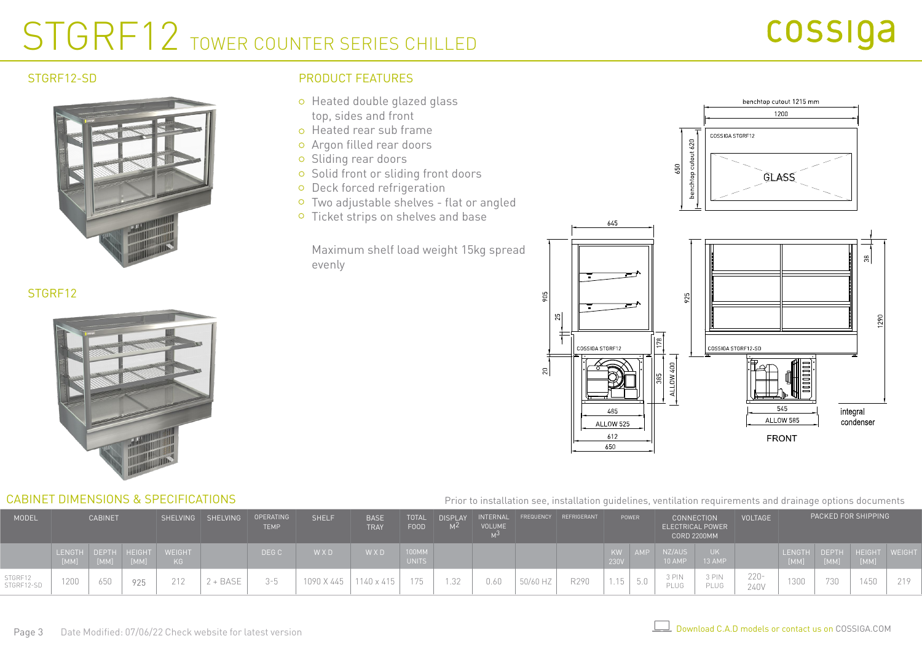# STGRF12 TOWER COUNTER SERIES CHILLED

cossiga

STGRF12-SD

STGRF12

## PRODUCT FEATURES

- Heated double glazed glass top, sides and front
- Heated rear sub frame
- Argon filled rear doors
- Sliding rear doors
- Solid front or sliding front doors
- Deck forced refrigeration
- Two adjustable shelves - flat or angled
- Ticket strips on shelves and base

Maximum shelf load weight 15kg spread evenly

## CABINET DIMENSIONS & SPECIFICATIONS

Prior to installation see, installation guidelines, ventilation requirements and drainage options documents

| MODEL | CABINET | | | SHELVING | SHELVING | OPERATING TEMP | SHELF | BASE TRAY | TOTAL FOOD | DISPLAY $M^2$ | INTERNAL VOLUME $M^3$ | FREQUENCY | REFRIGERANT | POWER | | CONNECTION ELECTRICAL POWER CORD 2200MM | | VOLTAGE | PACKED FOR SHIPPING | | | |
|---|---|---|---|---|---|---|---|---|---|---|---|---|---|---|---|---|---|---|---|---|---|---|
| | LENGTH [MM] | DEPTH [MM] | HEIGHT [MM] | WEIGHT KG | | DEG C | W X D | W X D | 100MM UNITS | | | | | KW 230V | AMP | NZ/AUS 10 AMP | UK 13 AMP | | LENGTH [MM] | DEPTH [MM] | HEIGHT [MM] | WEIGHT |
| STGRF12 STGRF12-SD | 1200 | 650 | 925 | 212 | 2 + BASE | 3-5 | 1090 X 445 | 1140 x 415 | 175 | 1.32 | 0.60 | 50/60 HZ | R290 | 1.15 | 5.0 | 3 PIN PLUG | 3 PIN PLUG | 220-240V | 1300 | 730 | 1450 | 219 |

Date Modified: 07/06/22 Check website for latest version

Download C.A.D models or contact us on COSSIGA.COM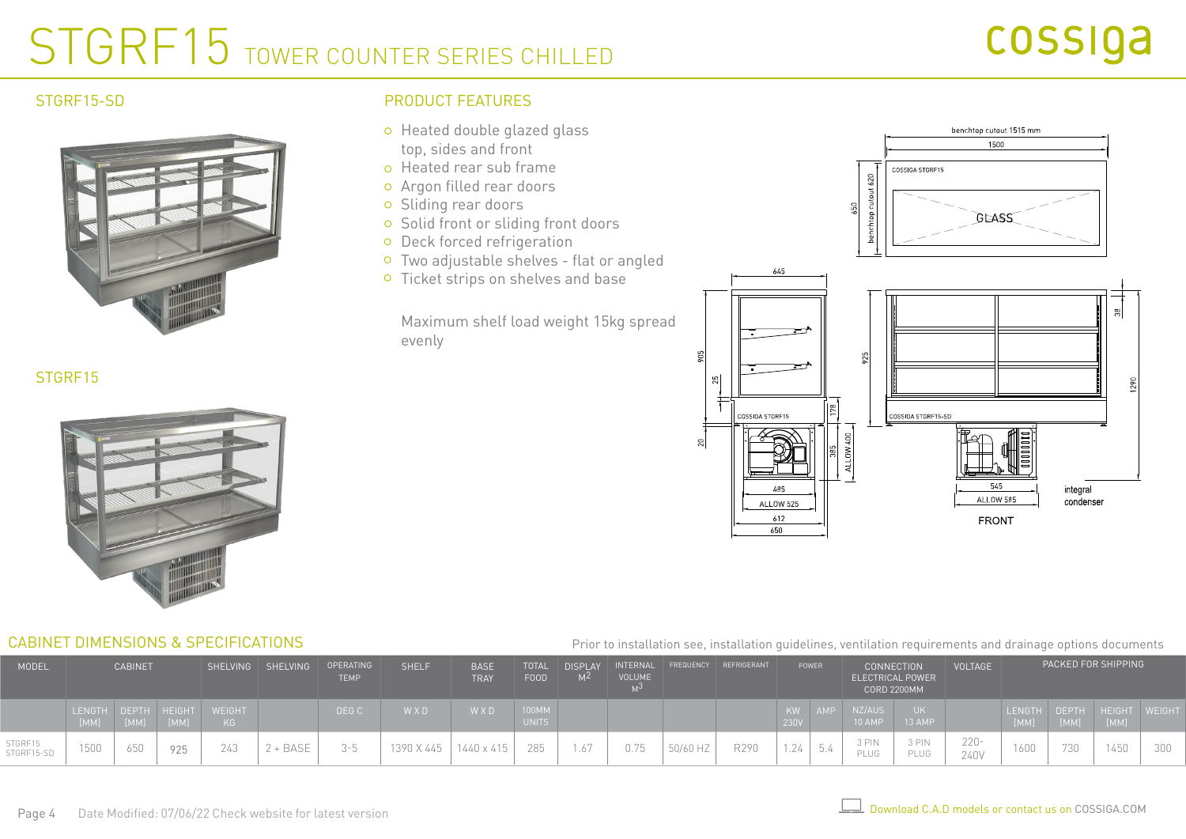# STGRF15 TOWER COUNTER SERIES CHILLED

cossiga

STGRF15-SD

STGRF15

## PRODUCT FEATURES

- Heated double glazed glass top, sides and front
- Heated rear sub frame
- Argon filled rear doors
- Sliding rear doors
- Solid front or sliding front doors
- Deck forced refrigeration
- Two adjustable shelves - flat or angled
- Ticket strips on shelves and base

Maximum shelf load weight 15kg spread evenly

benchtop cutout 1515 mm
1500
COSSIGA STGRF15
GLASS
650
benchtop cutout 620
645
905
25
20
COSSIGA STGRF15
178
385
ALLOW 400
485
ALLOW 525
612
650
925
COSSIGA STGRF15-SD
38
1290
545
ALLOW 585
integral condenser
FRONT

## CABINET DIMENSIONS & SPECIFICATIONS

Prior to installation see, installation guidelines, ventilation requirements and drainage options documents

| MODEL | CABINET | | | SHELVING | SHELVING | OPERATING TEMP | SHELF | BASE TRAY | TOTAL FOOD | DISPLAY $M^2$ | INTERNAL VOLUME $M^3$ | FREQUENCY | REFRIGERANT | POWER | | CONNECTION ELECTRICAL POWER CORD 2200MM | | VOLTAGE | PACKED FOR SHIPPING | | | |
|---|---|---|---|---|---|---|---|---|---|---|---|---|---|---|---|---|---|---|---|---|---|---|
| | LENGTH [MM] | DEPTH [MM] | HEIGHT [MM] | WEIGHT KG | | DEG C | W X D | W X D | 100MM UNITS | | | | | KW 230V | AMP | NZ/AUS 10 AMP | UK 13 AMP | | LENGTH [MM] | DEPTH [MM] | HEIGHT [MM] | WEIGHT |
| STGRF15 STGRF15-SD | 1500 | 650 | 925 | 243 | 2 + BASE | 3-5 | 1390 X 445 | 1440 x 415 | 285 | 1.67 | 0.75 | 50/60 HZ | R290 | 1.24 | 5.4 | 3 PIN PLUG | 3 PIN PLUG | 220-240V | 1600 | 730 | 1450 | 300 |

Date Modified: 07/06/22 Check website for latest version

Download C.A.D models or contact us on COSSIGA.COM